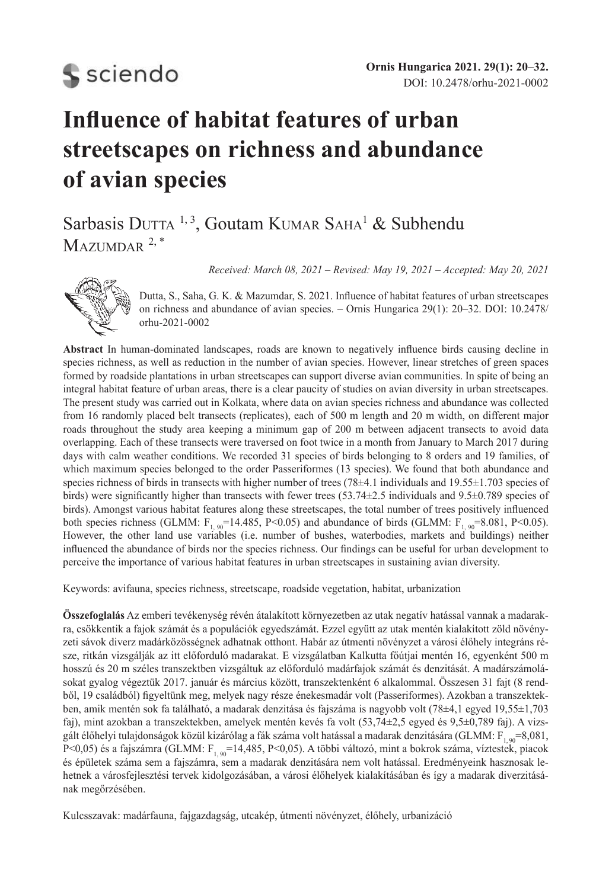# Influence of habitat features of urban streetscapes on richness and abundance of avian species

Sarbasis Dutta [1, 3], Goutam Kumar Saha[1] & Subhendu Mazumdar [2, *]

*Received: March 08, 2021 – Revised: May 19, 2021 – Accepted: May 20, 2021*

Dutta, S., Saha, G. K. & Mazumdar, S. 2021. Influence of habitat features of urban streetscapes on richness and abundance of avian species. – Ornis Hungarica 29(1): 20–32. DOI: 10.2478/orhu-2021-0002

**Abstract** In human-dominated landscapes, roads are known to negatively influence birds causing decline in species richness, as well as reduction in the number of avian species. However, linear stretches of green spaces formed by roadside plantations in urban streetscapes can support diverse avian communities. In spite of being an integral habitat feature of urban areas, there is a clear paucity of studies on avian diversity in urban streetscapes. The present study was carried out in Kolkata, where data on avian species richness and abundance was collected from 16 randomly placed belt transects (replicates), each of 500 m length and 20 m width, on different major roads throughout the study area keeping a minimum gap of 200 m between adjacent transects to avoid data overlapping. Each of these transects were traversed on foot twice in a month from January to March 2017 during days with calm weather conditions. We recorded 31 species of birds belonging to 8 orders and 19 families, of which maximum species belonged to the order Passeriformes (13 species). We found that both abundance and species richness of birds in transects with higher number of trees (78±4.1 individuals and 19.55±1.703 species of birds) were significantly higher than transects with fewer trees (53.74±2.5 individuals and 9.5±0.789 species of birds). Amongst various habitat features along these streetscapes, the total number of trees positively influenced both species richness (GLMM: $F_{1, 90}$=14.485, P<0.05) and abundance of birds (GLMM: $F_{1, 90}$=8.081, P<0.05). However, the other land use variables (i.e. number of bushes, waterbodies, markets and buildings) neither influenced the abundance of birds nor the species richness. Our findings can be useful for urban development to perceive the importance of various habitat features in urban streetscapes in sustaining avian diversity.

Keywords: avifauna, species richness, streetscape, roadside vegetation, habitat, urbanization

**Összefoglalás** Az emberi tevékenység révén átalakított környezetben az utak negatív hatással vannak a madarakra, csökkentik a fajok számát és a populációk egyedszámát. Ezzel együtt az utak mentén kialakított zöld növényzeti sávok diverz madárközösségnek adhatnak otthont. Habár az útmenti növényzet a városi élőhely integráns része, ritkán vizsgálják az itt előforduló madarakat. E vizsgálatban Kalkutta főútjai mentén 16, egyenként 500 m hosszú és 20 m széles transzektben vizsgáltuk az előforduló madárfajok számát és denzitását. A madárszámolásokat gyalog végeztük 2017. január és március között, transzektenként 6 alkalommal. Összesen 31 fajt (8 rendből, 19 családból) figyeltünk meg, melyek nagy része énekesmadár volt (Passeriformes). Azokban a transzektekben, amik mentén sok fa található, a madarak denzitása és fajszáma is nagyobb volt (78±4,1 egyed 19,55±1,703 faj), mint azokban a transzektekben, amelyek mentén kevés fa volt (53,74±2,5 egyed és 9,5±0,789 faj). A vizsgált élőhelyi tulajdonságok közül kizárólag a fák száma volt hatással a madarak denzitására (GLMM: $F_{1, 90}$=8,081, P<0,05) és a fajszámra (GLMM: $F_{1, 90}$=14,485, P<0,05). A többi változó, mint a bokrok száma, víztestek, piacok és épületek száma sem a fajszámra, sem a madarak denzitására nem volt hatással. Eredményeink hasznosak lehetnek a városfejlesztési tervek kidolgozásában, a városi élőhelyek kialakításában és így a madarak diverzitásának megőrzésében.

Kulcsszavak: madárfauna, fajgazdagság, utcakép, útmenti növényzet, élőhely, urbanizáció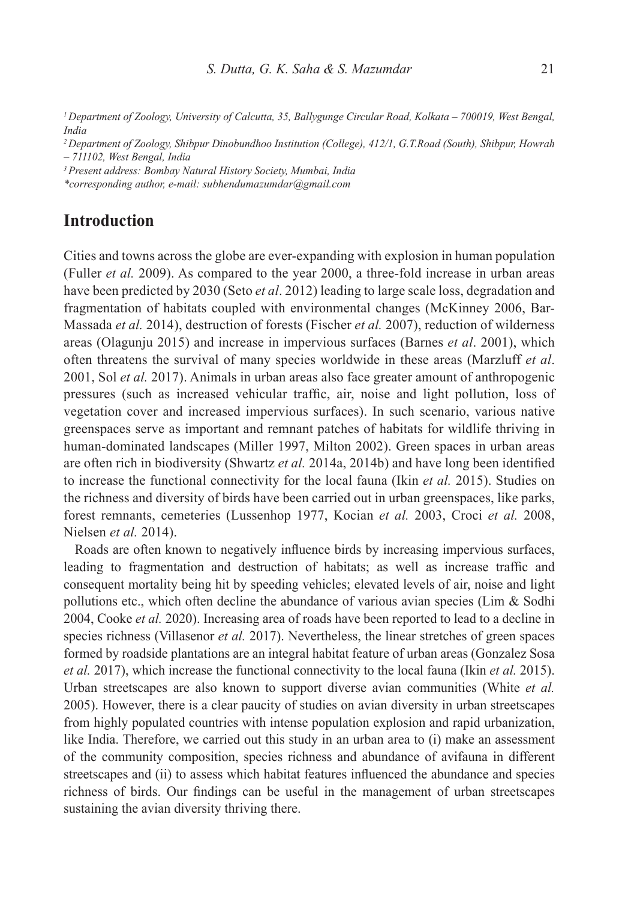[1] Department of Zoology, University of Calcutta, 35, Ballygunge Circular Road, Kolkata – 700019, West Bengal, India

[2] Department of Zoology, Shibpur Dinobundhoo Institution (College), 412/1, G.T.Road (South), Shibpur, Howrah – 711102, West Bengal, India

[3] Present address: Bombay Natural History Society, Mumbai, India

*corresponding author, e-mail: subhendumazumdar@gmail.com

## Introduction

Cities and towns across the globe are ever-expanding with explosion in human population (Fuller *et al.* 2009). As compared to the year 2000, a three-fold increase in urban areas have been predicted by 2030 (Seto *et al*. 2012) leading to large scale loss, degradation and fragmentation of habitats coupled with environmental changes (McKinney 2006, Bar-Massada *et al.* 2014), destruction of forests (Fischer *et al.* 2007), reduction of wilderness areas (Olagunju 2015) and increase in impervious surfaces (Barnes *et al*. 2001), which often threatens the survival of many species worldwide in these areas (Marzluff *et al*. 2001, Sol *et al.* 2017). Animals in urban areas also face greater amount of anthropogenic pressures (such as increased vehicular traffic, air, noise and light pollution, loss of vegetation cover and increased impervious surfaces). In such scenario, various native greenspaces serve as important and remnant patches of habitats for wildlife thriving in human-dominated landscapes (Miller 1997, Milton 2002). Green spaces in urban areas are often rich in biodiversity (Shwartz *et al.* 2014a, 2014b) and have long been identified to increase the functional connectivity for the local fauna (Ikin *et al.* 2015). Studies on the richness and diversity of birds have been carried out in urban greenspaces, like parks, forest remnants, cemeteries (Lussenhop 1977, Kocian *et al.* 2003, Croci *et al.* 2008, Nielsen *et al.* 2014).

Roads are often known to negatively influence birds by increasing impervious surfaces, leading to fragmentation and destruction of habitats; as well as increase traffic and consequent mortality being hit by speeding vehicles; elevated levels of air, noise and light pollutions etc., which often decline the abundance of various avian species (Lim & Sodhi 2004, Cooke *et al.* 2020). Increasing area of roads have been reported to lead to a decline in species richness (Villasenor *et al.* 2017). Nevertheless, the linear stretches of green spaces formed by roadside plantations are an integral habitat feature of urban areas (Gonzalez Sosa *et al.* 2017), which increase the functional connectivity to the local fauna (Ikin *et al.* 2015). Urban streetscapes are also known to support diverse avian communities (White *et al.* 2005). However, there is a clear paucity of studies on avian diversity in urban streetscapes from highly populated countries with intense population explosion and rapid urbanization, like India. Therefore, we carried out this study in an urban area to (i) make an assessment of the community composition, species richness and abundance of avifauna in different streetscapes and (ii) to assess which habitat features influenced the abundance and species richness of birds. Our findings can be useful in the management of urban streetscapes sustaining the avian diversity thriving there.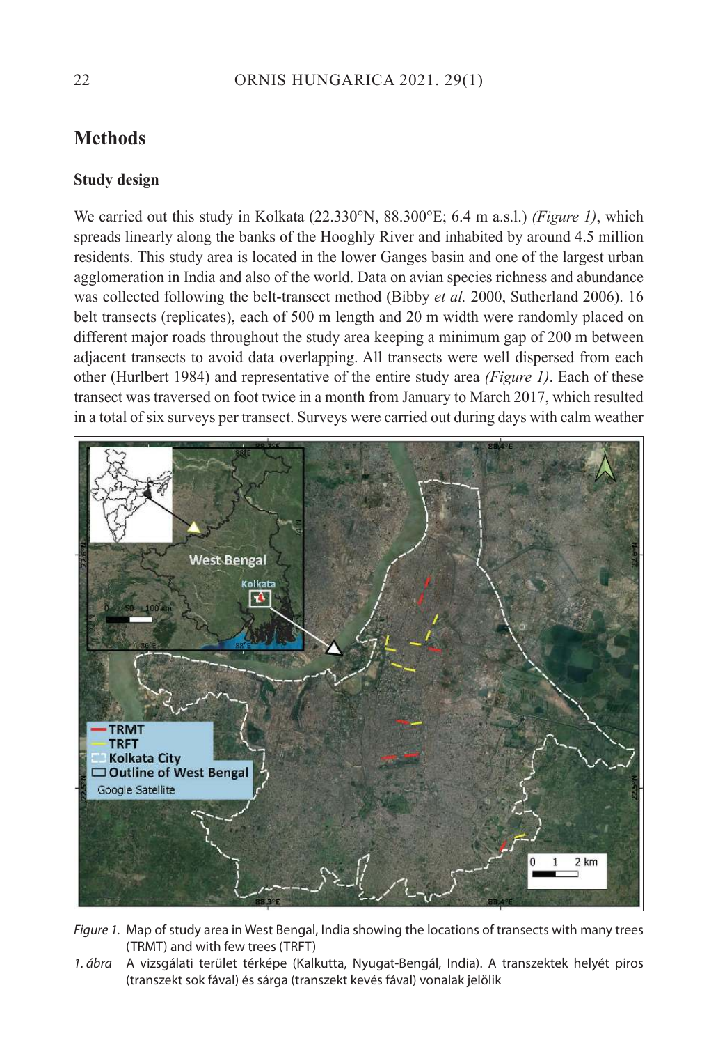## Methods

### Study design

We carried out this study in Kolkata (22.330°N, 88.300°E; 6.4 m a.s.l.) *(Figure 1)*, which spreads linearly along the banks of the Hooghly River and inhabited by around 4.5 million residents. This study area is located in the lower Ganges basin and one of the largest urban agglomeration in India and also of the world. Data on avian species richness and abundance was collected following the belt-transect method (Bibby *et al.* 2000, Sutherland 2006). 16 belt transects (replicates), each of 500 m length and 20 m width were randomly placed on different major roads throughout the study area keeping a minimum gap of 200 m between adjacent transects to avoid data overlapping. All transects were well dispersed from each other (Hurlbert 1984) and representative of the entire study area *(Figure 1)*. Each of these transect was traversed on foot twice in a month from January to March 2017, which resulted in a total of six surveys per transect. Surveys were carried out during days with calm weather

*Figure 1.* Map of study area in West Bengal, India showing the locations of transects with many trees (TRMT) and with few trees (TRFT)

*1. ábra* A vizsgálati terület térképe (Kalkutta, Nyugat-Bengál, India). A transzektek helyét piros (transzekt sok fával) és sárga (transzekt kevés fával) vonalak jelölik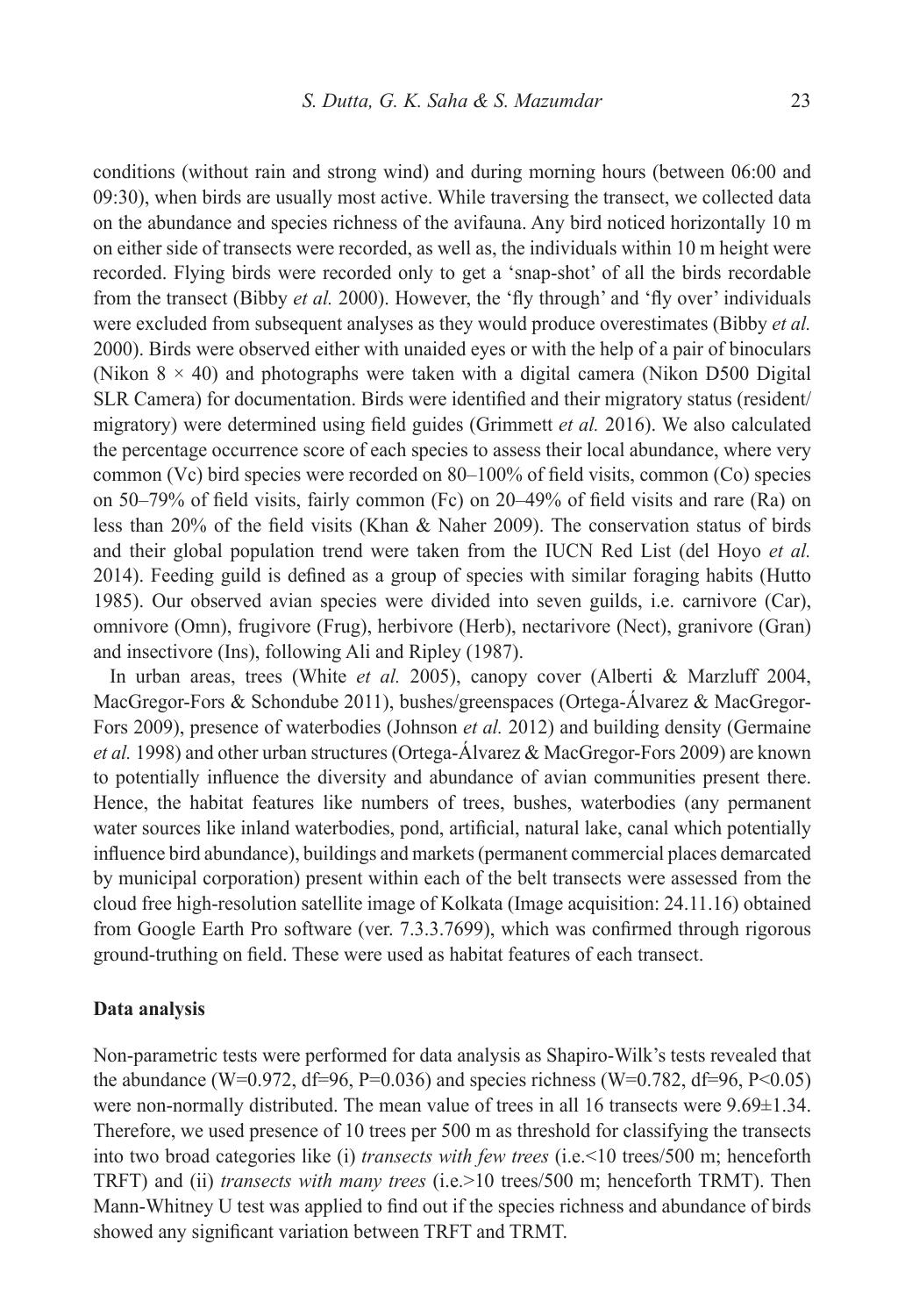conditions (without rain and strong wind) and during morning hours (between 06:00 and 09:30), when birds are usually most active. While traversing the transect, we collected data on the abundance and species richness of the avifauna. Any bird noticed horizontally 10 m on either side of transects were recorded, as well as, the individuals within 10 m height were recorded. Flying birds were recorded only to get a 'snap-shot' of all the birds recordable from the transect (Bibby *et al.* 2000). However, the 'fly through' and 'fly over' individuals were excluded from subsequent analyses as they would produce overestimates (Bibby *et al.* 2000). Birds were observed either with unaided eyes or with the help of a pair of binoculars (Nikon 8 × 40) and photographs were taken with a digital camera (Nikon D500 Digital SLR Camera) for documentation. Birds were identified and their migratory status (resident/migratory) were determined using field guides (Grimmett *et al.* 2016). We also calculated the percentage occurrence score of each species to assess their local abundance, where very common (Vc) bird species were recorded on 80–100% of field visits, common (Co) species on 50–79% of field visits, fairly common (Fc) on 20–49% of field visits and rare (Ra) on less than 20% of the field visits (Khan & Naher 2009). The conservation status of birds and their global population trend were taken from the IUCN Red List (del Hoyo *et al.* 2014). Feeding guild is defined as a group of species with similar foraging habits (Hutto 1985). Our observed avian species were divided into seven guilds, i.e. carnivore (Car), omnivore (Omn), frugivore (Frug), herbivore (Herb), nectarivore (Nect), granivore (Gran) and insectivore (Ins), following Ali and Ripley (1987).

In urban areas, trees (White *et al.* 2005), canopy cover (Alberti & Marzluff 2004, MacGregor-Fors & Schondube 2011), bushes/greenspaces (Ortega-Álvarez & MacGregor-Fors 2009), presence of waterbodies (Johnson *et al.* 2012) and building density (Germaine *et al.* 1998) and other urban structures (Ortega-Álvarez & MacGregor-Fors 2009) are known to potentially influence the diversity and abundance of avian communities present there. Hence, the habitat features like numbers of trees, bushes, waterbodies (any permanent water sources like inland waterbodies, pond, artificial, natural lake, canal which potentially influence bird abundance), buildings and markets (permanent commercial places demarcated by municipal corporation) present within each of the belt transects were assessed from the cloud free high-resolution satellite image of Kolkata (Image acquisition: 24.11.16) obtained from Google Earth Pro software (ver. 7.3.3.7699), which was confirmed through rigorous ground-truthing on field. These were used as habitat features of each transect.

### Data analysis

Non-parametric tests were performed for data analysis as Shapiro-Wilk's tests revealed that the abundance ($W=0.972$, $df=96$, $P=0.036$) and species richness ($W=0.782$, $df=96$, $P<0.05$) were non-normally distributed. The mean value of trees in all 16 transects were $9.69 \pm 1.34$. Therefore, we used presence of 10 trees per 500 m as threshold for classifying the transects into two broad categories like (i) *transects with few trees* (i.e.<10 trees/500 m; henceforth TRFT) and (ii) *transects with many trees* (i.e.>10 trees/500 m; henceforth TRMT). Then Mann-Whitney U test was applied to find out if the species richness and abundance of birds showed any significant variation between TRFT and TRMT.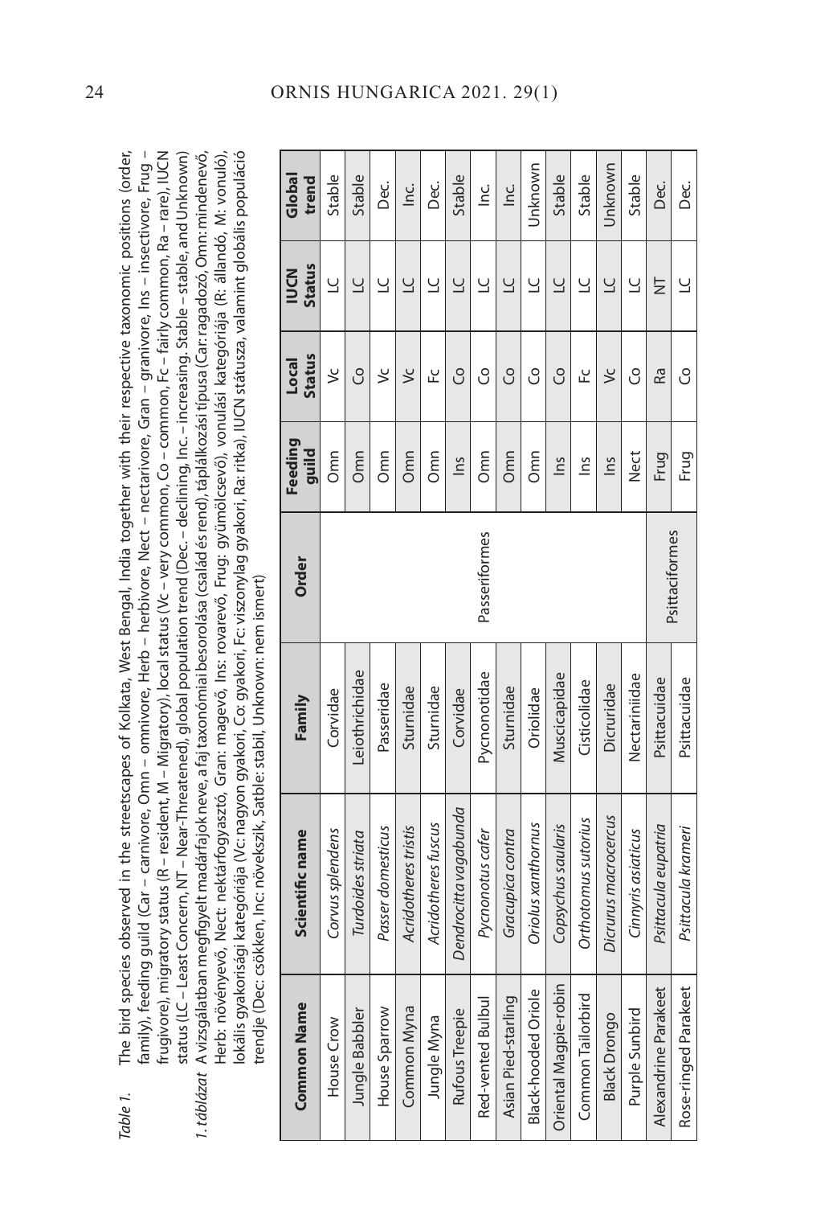*Table 1.* The bird species observed in the streetscapes of Kolkata, West Bengal, India together with their respective taxonomic positions (order, family), feeding guild (Car – carnivore, Omn – omnivore, Herb – herbivore, Nect – nectarivore, Gran – granivore, Ins – insectivore, Frug – frugivore), migratory status (R – resident, M – Migratory), local status (Vc – very common, Co – common, Fc – fairly common, Ra – rare), IUCN status (LC – Least Concern, NT – Near-Threatened), global population trend (Dec. – declining, Inc. – increasing, Stable – stable, and Unknown)

*1. táblázat* A vizsgálatban megfigyelt madárfajok neve, a faj taxonómiai besorolása (család és rend), táplálkozási típusa (Car: ragadozó, Omn: mindenevő, Herb: növényevő, Nect: nektárfogyasztó, Gran: magevő, Ins: rovarevő, Frug: gyümölcsevő), vonulási kategóriája (R: állandó, M: vonuló), lokális gyakorisági kategóriája (Vc: nagyon gyakori, Co: gyakori, Fc: viszonylag gyakori, Ra: ritka), IUCN státusza, valamint globális populáció trendje (Dec: csökken, Inc: növekszik, Satble: stabil, Unknown: nem ismert)

| Common Name | Scientific name | Family | Order | Feeding guild | Local Status | IUCN Status | Global trend |
|---|---|---|---|---|---|---|---|
| House Crow | *Corvus splendens* | Corvidae | Passeriformes | Omn | Vc | LC | Stable |
| Jungle Babbler | *Turdoides striata* | Leiothrichidae | | Omn | Co | LC | Stable |
| House Sparrow | *Passer domesticus* | Passeridae | | Omn | Vc | LC | Dec. |
| Common Myna | *Acridotheres tristis* | Sturnidae | | Omn | Vc | LC | Inc. |
| Jungle Myna | *Acridotheres fuscus* | Sturnidae | | Omn | Fc | LC | Dec. |
| Rufous Treepie | *Dendrocitta vagabunda* | Corvidae | | Ins | Co | LC | Stable |
| Red-vented Bulbul | *Pycnonotus cafer* | Pycnonotidae | | Omn | Co | LC | Inc. |
| Asian Pied-starling | *Gracupica contra* | Sturnidae | | Omn | Co | LC | Inc. |
| Black-hooded Oriole | *Oriolus xanthornus* | Oriolidae | | Omn | Co | LC | Unknown |
| Oriental Magpie-robin | *Copsychus saularis* | Muscicapidae | | Ins | Co | LC | Stable |
| Common Tailorbird | *Orthotomus sutorius* | Cisticolidae | | Ins | Fc | LC | Stable |
| Black Drongo | *Dicrurus macrocercus* | Dicruridae | | Ins | Vc | LC | Unknown |
| Purple Sunbird | *Cinnyris asiaticus* | Nectariniidae | | Nect | Co | LC | Stable |
| Alexandrine Parakeet | *Psittacula eupatria* | Psittacuidae | Psittaciformes | Frug | Ra | NT | Dec. |
| Rose-ringed Parakeet | *Psittacula krameri* | Psittacuidae | | Frug | Co | LC | Dec. |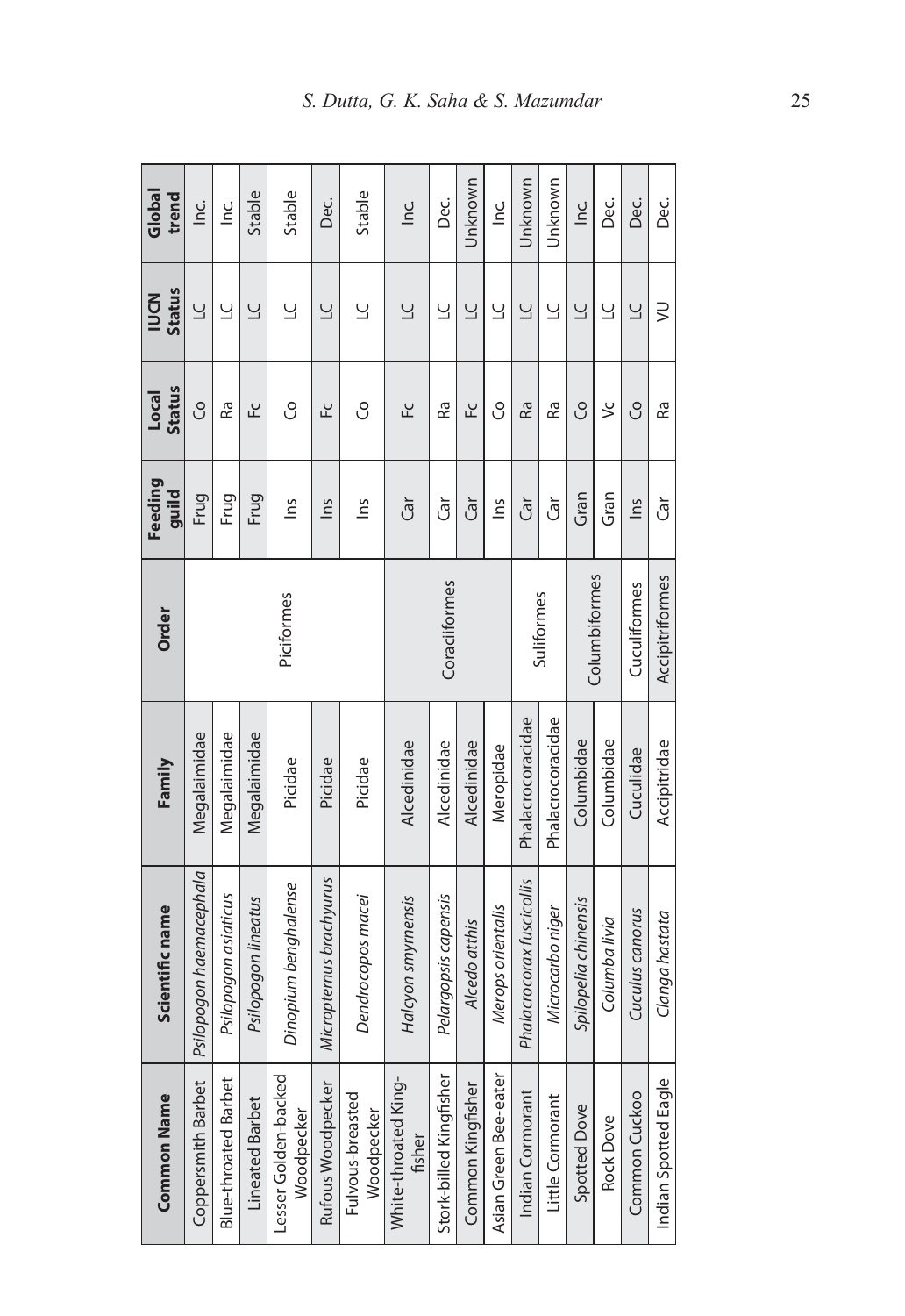| Common Name | Scientific name | Family | Order | Feeding guild | Local Status | IUCN Status | Global trend |
|---|---|---|---|---|---|---|---|
| Coppersmith Barbet | *Psilopogon haemacephala* | Megalaimidae | Piciformes | Frug | Co | LC | Inc. |
| Blue-throated Barbet | *Psilopogon asiaticus* | Megalaimidae | | Frug | Ra | LC | Inc. |
| Lineated Barbet | *Psilopogon lineatus* | Megalaimidae | | Frug | Fc | LC | Stable |
| Lesser Golden-backed Woodpecker | *Dinopium benghalense* | Picidae | | Ins | Co | LC | Stable |
| Rufous Woodpecker | *Micropternus brachyurus* | Picidae | | Ins | Fc | LC | Dec. |
| Fulvous-breasted Woodpecker | *Dendrocopos macei* | Picidae | | Ins | Co | LC | Stable |
| White-throated King-fisher | *Halcyon smyrnensis* | Alcedinidae | Coraciiformes | Car | Fc | LC | Inc. |
| Stork-billed Kingfisher | *Pelargopsis capensis* | Alcedinidae | | Car | Ra | LC | Dec. |
| Common Kingfisher | *Alcedo atthis* | Alcedinidae | | Car | Fc | LC | Unknown |
| Asian Green Bee-eater | *Merops orientalis* | Meropidae | | Ins | Co | LC | Inc. |
| Indian Cormorant | *Phalacrocorax fuscicollis* | Phalacrocoracidae | Suliformes | Car | Ra | LC | Unknown |
| Little Cormorant | *Microcarbo niger* | Phalacrocoracidae | | Car | Ra | LC | Unknown |
| Spotted Dove | *Spilopelia chinensis* | Columbidae | Columbiformes | Gran | Co | LC | Inc. |
| Rock Dove | *Columba livia* | Columbidae | | Gran | Vc | LC | Dec. |
| Common Cuckoo | *Cuculus canorus* | Cuculidae | Cuculiformes | Ins | Co | LC | Dec. |
| Indian Spotted Eagle | *Clanga hastata* | Accipitridae | Accipitriformes | Car | Ra | VU | Dec. |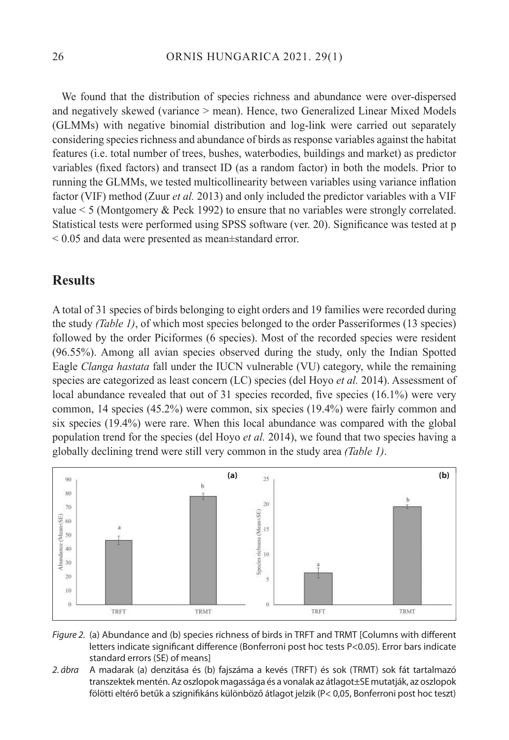We found that the distribution of species richness and abundance were over-dispersed and negatively skewed (variance > mean). Hence, two Generalized Linear Mixed Models (GLMMs) with negative binomial distribution and log-link were carried out separately considering species richness and abundance of birds as response variables against the habitat features (i.e. total number of trees, bushes, waterbodies, buildings and market) as predictor variables (fixed factors) and transect ID (as a random factor) in both the models. Prior to running the GLMMs, we tested multicollinearity between variables using variance inflation factor (VIF) method (Zuur *et al.* 2013) and only included the predictor variables with a VIF value < 5 (Montgomery & Peck 1992) to ensure that no variables were strongly correlated. Statistical tests were performed using SPSS software (ver. 20). Significance was tested at $p < 0.05$ and data were presented as mean±standard error.

## Results

A total of 31 species of birds belonging to eight orders and 19 families were recorded during the study *(Table 1)*, of which most species belonged to the order Passeriformes (13 species) followed by the order Piciformes (6 species). Most of the recorded species were resident (96.55%). Among all avian species observed during the study, only the Indian Spotted Eagle *Clanga hastata* fall under the IUCN vulnerable (VU) category, while the remaining species are categorized as least concern (LC) species (del Hoyo *et al.* 2014). Assessment of local abundance revealed that out of 31 species recorded, five species (16.1%) were very common, 14 species (45.2%) were common, six species (19.4%) were fairly common and six species (19.4%) were rare. When this local abundance was compared with the global population trend for the species (del Hoyo *et al.* 2014), we found that two species having a globally declining trend were still very common in the study area *(Table 1)*.

*Figure 2.* (a) Abundance and (b) species richness of birds in TRFT and TRMT [Columns with different letters indicate significant difference (Bonferroni post hoc tests P<0.05). Error bars indicate standard errors (SE) of means]

*2. ábra* A madarak (a) denzitása és (b) fajszáma a kevés (TRFT) és sok (TRMT) sok fát tartalmazó transzektek mentén. Az oszlopok magassága és a vonalak az átlagot±SE mutatják, az oszlopok fölötti eltérő betűk a szignifikáns különböző átlagot jelzik (P< 0,05, Bonferroni post hoc teszt)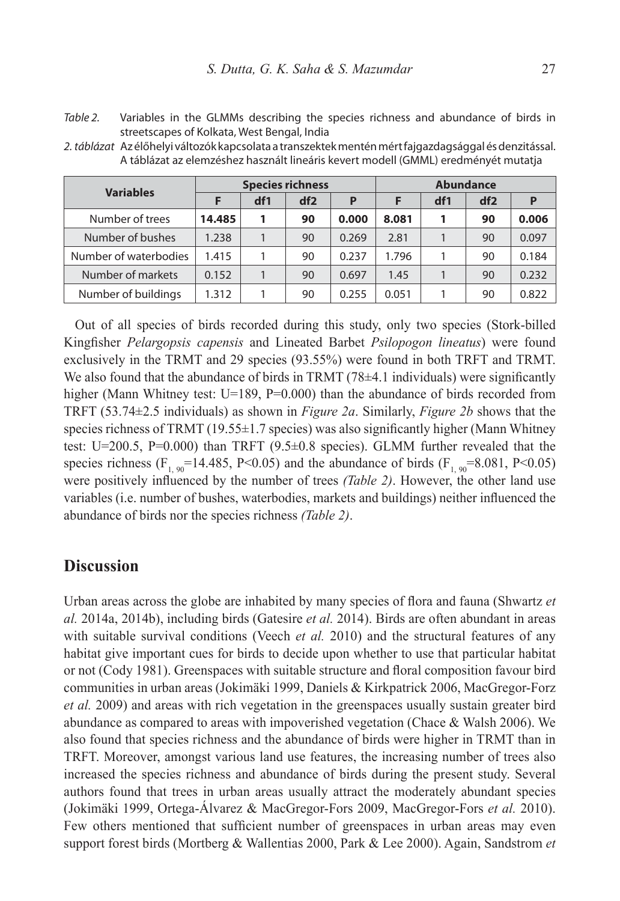*Table 2.* Variables in the GLMMs describing the species richness and abundance of birds in streetscapes of Kolkata, West Bengal, India

*2. táblázat* Az élőhelyi változók kapcsolata a transzektek mentén mért fajgazdagsággal és denzitással. A táblázat az elemzéshez használt lineáris kevert modell (GMML) eredményét mutatja

| Variables | Species richness | | | | Abundance | | | |
|---|---|---|---|---|---|---|---|---|
| | F | df1 | df2 | P | F | df1 | df2 | P |
| Number of trees | **14.485** | **1** | **90** | **0.000** | **8.081** | **1** | **90** | **0.006** |
| Number of bushes | 1.238 | 1 | 90 | 0.269 | 2.81 | 1 | 90 | 0.097 |
| Number of waterbodies | 1.415 | 1 | 90 | 0.237 | 1.796 | 1 | 90 | 0.184 |
| Number of markets | 0.152 | 1 | 90 | 0.697 | 1.45 | 1 | 90 | 0.232 |
| Number of buildings | 1.312 | 1 | 90 | 0.255 | 0.051 | 1 | 90 | 0.822 |

Out of all species of birds recorded during this study, only two species (Stork-billed Kingfisher *Pelargopsis capensis* and Lineated Barbet *Psilopogon lineatus*) were found exclusively in the TRMT and 29 species (93.55%) were found in both TRFT and TRMT. We also found that the abundance of birds in TRMT (78±4.1 individuals) were significantly higher (Mann Whitney test: U=189, P=0.000) than the abundance of birds recorded from TRFT (53.74±2.5 individuals) as shown in *Figure 2a*. Similarly, *Figure 2b* shows that the species richness of TRMT (19.55±1.7 species) was also significantly higher (Mann Whitney test: U=200.5, P=0.000) than TRFT (9.5±0.8 species). GLMM further revealed that the species richness ($F_{1, 90}$=14.485, P<0.05) and the abundance of birds ($F_{1, 90}$=8.081, P<0.05) were positively influenced by the number of trees *(Table 2)*. However, the other land use variables (i.e. number of bushes, waterbodies, markets and buildings) neither influenced the abundance of birds nor the species richness *(Table 2)*.

## Discussion

Urban areas across the globe are inhabited by many species of flora and fauna (Shwartz *et al.* 2014a, 2014b), including birds (Gatesire *et al.* 2014). Birds are often abundant in areas with suitable survival conditions (Veech *et al.* 2010) and the structural features of any habitat give important cues for birds to decide upon whether to use that particular habitat or not (Cody 1981). Greenspaces with suitable structure and floral composition favour bird communities in urban areas (Jokimäki 1999, Daniels & Kirkpatrick 2006, MacGregor-Forz *et al.* 2009) and areas with rich vegetation in the greenspaces usually sustain greater bird abundance as compared to areas with impoverished vegetation (Chace & Walsh 2006). We also found that species richness and the abundance of birds were higher in TRMT than in TRFT. Moreover, amongst various land use features, the increasing number of trees also increased the species richness and abundance of birds during the present study. Several authors found that trees in urban areas usually attract the moderately abundant species (Jokimäki 1999, Ortega-Álvarez & MacGregor-Fors 2009, MacGregor-Fors *et al.* 2010). Few others mentioned that sufficient number of greenspaces in urban areas may even support forest birds (Mortberg & Wallentias 2000, Park & Lee 2000). Again, Sandstrom *et*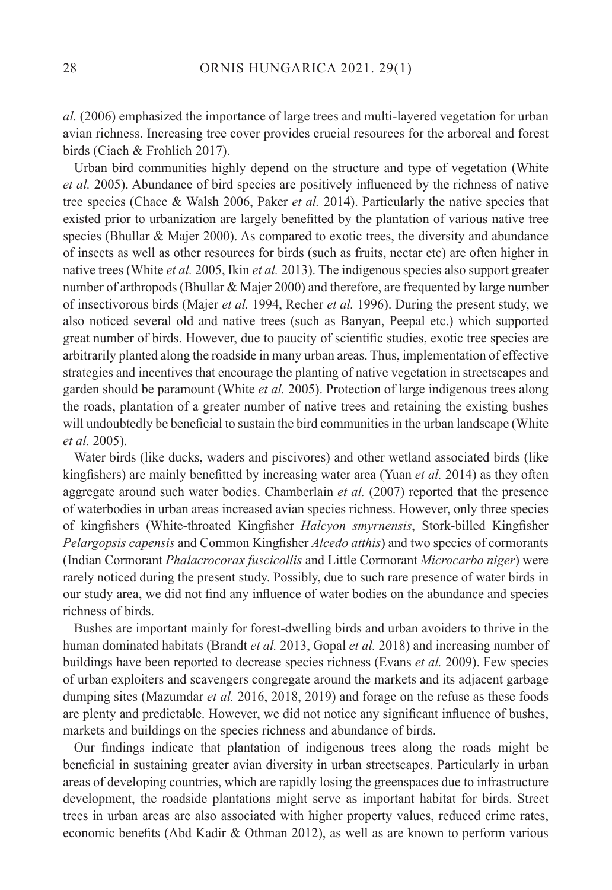*al.* (2006) emphasized the importance of large trees and multi-layered vegetation for urban avian richness. Increasing tree cover provides crucial resources for the arboreal and forest birds (Ciach & Frohlich 2017).

Urban bird communities highly depend on the structure and type of vegetation (White *et al.* 2005). Abundance of bird species are positively influenced by the richness of native tree species (Chace & Walsh 2006, Paker *et al.* 2014). Particularly the native species that existed prior to urbanization are largely benefitted by the plantation of various native tree species (Bhullar & Majer 2000). As compared to exotic trees, the diversity and abundance of insects as well as other resources for birds (such as fruits, nectar etc) are often higher in native trees (White *et al.* 2005, Ikin *et al.* 2013). The indigenous species also support greater number of arthropods (Bhullar & Majer 2000) and therefore, are frequented by large number of insectivorous birds (Majer *et al.* 1994, Recher *et al.* 1996). During the present study, we also noticed several old and native trees (such as Banyan, Peepal etc.) which supported great number of birds. However, due to paucity of scientific studies, exotic tree species are arbitrarily planted along the roadside in many urban areas. Thus, implementation of effective strategies and incentives that encourage the planting of native vegetation in streetscapes and garden should be paramount (White *et al.* 2005). Protection of large indigenous trees along the roads, plantation of a greater number of native trees and retaining the existing bushes will undoubtedly be beneficial to sustain the bird communities in the urban landscape (White *et al.* 2005).

Water birds (like ducks, waders and piscivores) and other wetland associated birds (like kingfishers) are mainly benefitted by increasing water area (Yuan *et al.* 2014) as they often aggregate around such water bodies. Chamberlain *et al.* (2007) reported that the presence of waterbodies in urban areas increased avian species richness. However, only three species of kingfishers (White-throated Kingfisher *Halcyon smyrnensis*, Stork-billed Kingfisher *Pelargopsis capensis* and Common Kingfisher *Alcedo atthis*) and two species of cormorants (Indian Cormorant *Phalacrocorax fuscicollis* and Little Cormorant *Microcarbo niger*) were rarely noticed during the present study. Possibly, due to such rare presence of water birds in our study area, we did not find any influence of water bodies on the abundance and species richness of birds.

Bushes are important mainly for forest-dwelling birds and urban avoiders to thrive in the human dominated habitats (Brandt *et al.* 2013, Gopal *et al.* 2018) and increasing number of buildings have been reported to decrease species richness (Evans *et al.* 2009). Few species of urban exploiters and scavengers congregate around the markets and its adjacent garbage dumping sites (Mazumdar *et al.* 2016, 2018, 2019) and forage on the refuse as these foods are plenty and predictable. However, we did not notice any significant influence of bushes, markets and buildings on the species richness and abundance of birds.

Our findings indicate that plantation of indigenous trees along the roads might be beneficial in sustaining greater avian diversity in urban streetscapes. Particularly in urban areas of developing countries, which are rapidly losing the greenspaces due to infrastructure development, the roadside plantations might serve as important habitat for birds. Street trees in urban areas are also associated with higher property values, reduced crime rates, economic benefits (Abd Kadir & Othman 2012), as well as are known to perform various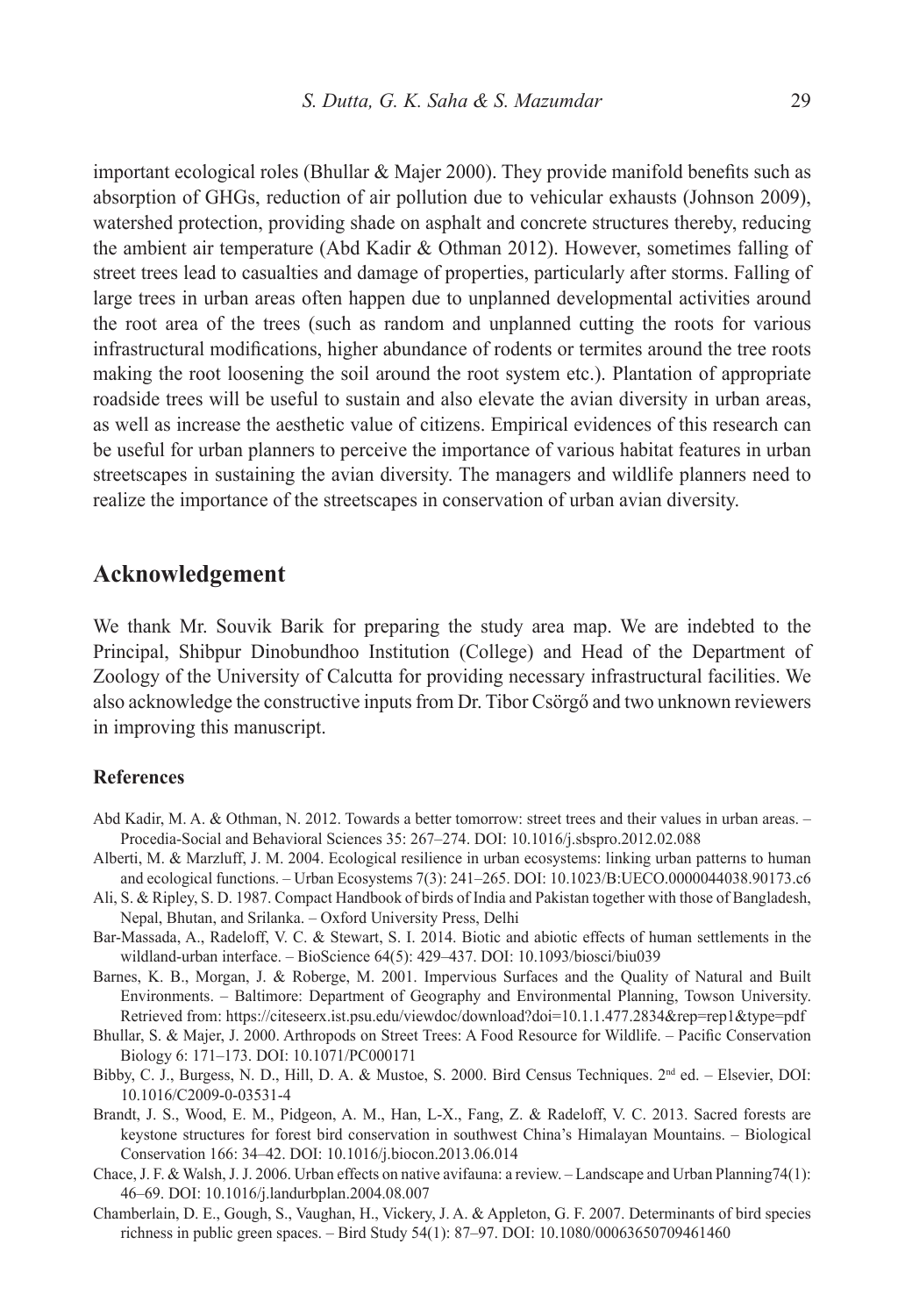important ecological roles (Bhullar & Majer 2000). They provide manifold benefits such as absorption of GHGs, reduction of air pollution due to vehicular exhausts (Johnson 2009), watershed protection, providing shade on asphalt and concrete structures thereby, reducing the ambient air temperature (Abd Kadir & Othman 2012). However, sometimes falling of street trees lead to casualties and damage of properties, particularly after storms. Falling of large trees in urban areas often happen due to unplanned developmental activities around the root area of the trees (such as random and unplanned cutting the roots for various infrastructural modifications, higher abundance of rodents or termites around the tree roots making the root loosening the soil around the root system etc.). Plantation of appropriate roadside trees will be useful to sustain and also elevate the avian diversity in urban areas, as well as increase the aesthetic value of citizens. Empirical evidences of this research can be useful for urban planners to perceive the importance of various habitat features in urban streetscapes in sustaining the avian diversity. The managers and wildlife planners need to realize the importance of the streetscapes in conservation of urban avian diversity.

## Acknowledgement

We thank Mr. Souvik Barik for preparing the study area map. We are indebted to the Principal, Shibpur Dinobundhoo Institution (College) and Head of the Department of Zoology of the University of Calcutta for providing necessary infrastructural facilities. We also acknowledge the constructive inputs from Dr. Tibor Csörgő and two unknown reviewers in improving this manuscript.

### References

Abd Kadir, M. A. & Othman, N. 2012. Towards a better tomorrow: street trees and their values in urban areas. – Procedia-Social and Behavioral Sciences 35: 267–274. DOI: 10.1016/j.sbspro.2012.02.088

Alberti, M. & Marzluff, J. M. 2004. Ecological resilience in urban ecosystems: linking urban patterns to human and ecological functions. – Urban Ecosystems 7(3): 241–265. DOI: 10.1023/B:UECO.0000044038.90173.c6

Ali, S. & Ripley, S. D. 1987. Compact Handbook of birds of India and Pakistan together with those of Bangladesh, Nepal, Bhutan, and Srilanka. – Oxford University Press, Delhi

Bar-Massada, A., Radeloff, V. C. & Stewart, S. I. 2014. Biotic and abiotic effects of human settlements in the wildland-urban interface. – BioScience 64(5): 429–437. DOI: 10.1093/biosci/biu039

Barnes, K. B., Morgan, J. & Roberge, M. 2001. Impervious Surfaces and the Quality of Natural and Built Environments. – Baltimore: Department of Geography and Environmental Planning, Towson University. Retrieved from: https://citeseerx.ist.psu.edu/viewdoc/download?doi=10.1.1.477.2834&rep=rep1&type=pdf

Bhullar, S. & Majer, J. 2000. Arthropods on Street Trees: A Food Resource for Wildlife. – Pacific Conservation Biology 6: 171–173. DOI: 10.1071/PC000171

Bibby, C. J., Burgess, N. D., Hill, D. A. & Mustoe, S. 2000. Bird Census Techniques. 2nd ed. – Elsevier, DOI: 10.1016/C2009-0-03531-4

Brandt, J. S., Wood, E. M., Pidgeon, A. M., Han, L-X., Fang, Z. & Radeloff, V. C. 2013. Sacred forests are keystone structures for forest bird conservation in southwest China's Himalayan Mountains. – Biological Conservation 166: 34–42. DOI: 10.1016/j.biocon.2013.06.014

Chace, J. F. & Walsh, J. J. 2006. Urban effects on native avifauna: a review. – Landscape and Urban Planning74(1): 46–69. DOI: 10.1016/j.landurbplan.2004.08.007

Chamberlain, D. E., Gough, S., Vaughan, H., Vickery, J. A. & Appleton, G. F. 2007. Determinants of bird species richness in public green spaces. – Bird Study 54(1): 87–97. DOI: 10.1080/00063650709461460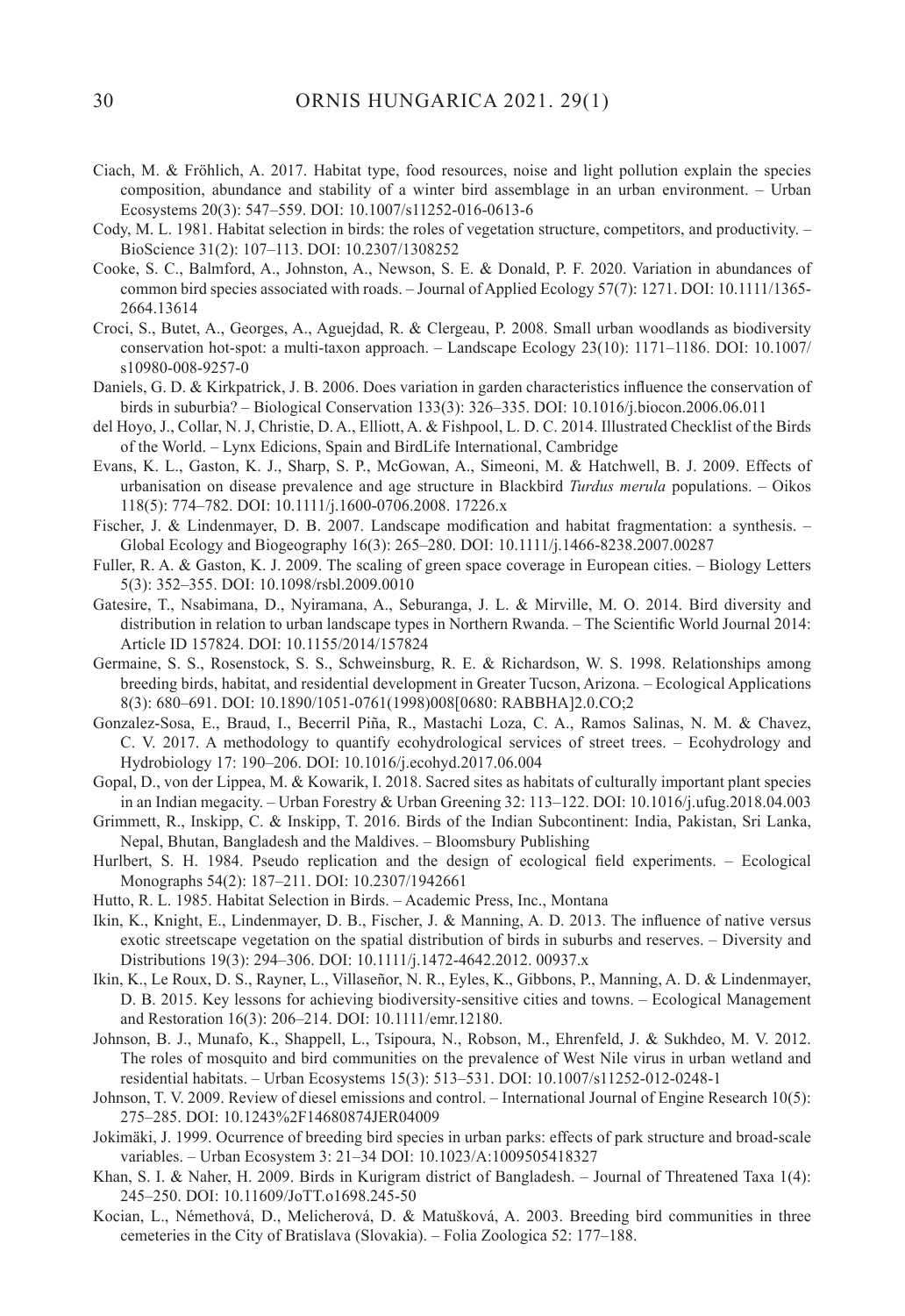Ciach, M. & Fröhlich, A. 2017. Habitat type, food resources, noise and light pollution explain the species composition, abundance and stability of a winter bird assemblage in an urban environment. – Urban Ecosystems 20(3): 547–559. DOI: 10.1007/s11252-016-0613-6

Cody, M. L. 1981. Habitat selection in birds: the roles of vegetation structure, competitors, and productivity. – BioScience 31(2): 107–113. DOI: 10.2307/1308252

Cooke, S. C., Balmford, A., Johnston, A., Newson, S. E. & Donald, P. F. 2020. Variation in abundances of common bird species associated with roads. – Journal of Applied Ecology 57(7): 1271. DOI: 10.1111/1365-2664.13614

Croci, S., Butet, A., Georges, A., Aguejdad, R. & Clergeau, P. 2008. Small urban woodlands as biodiversity conservation hot-spot: a multi-taxon approach. – Landscape Ecology 23(10): 1171–1186. DOI: 10.1007/s10980-008-9257-0

Daniels, G. D. & Kirkpatrick, J. B. 2006. Does variation in garden characteristics influence the conservation of birds in suburbia? – Biological Conservation 133(3): 326–335. DOI: 10.1016/j.biocon.2006.06.011

del Hoyo, J., Collar, N. J, Christie, D. A., Elliott, A. & Fishpool, L. D. C. 2014. Illustrated Checklist of the Birds of the World. – Lynx Edicions, Spain and BirdLife International, Cambridge

Evans, K. L., Gaston, K. J., Sharp, S. P., McGowan, A., Simeoni, M. & Hatchwell, B. J. 2009. Effects of urbanisation on disease prevalence and age structure in Blackbird *Turdus merula* populations. – Oikos 118(5): 774–782. DOI: 10.1111/j.1600-0706.2008. 17226.x

Fischer, J. & Lindenmayer, D. B. 2007. Landscape modification and habitat fragmentation: a synthesis. – Global Ecology and Biogeography 16(3): 265–280. DOI: 10.1111/j.1466-8238.2007.00287

Fuller, R. A. & Gaston, K. J. 2009. The scaling of green space coverage in European cities. – Biology Letters 5(3): 352–355. DOI: 10.1098/rsbl.2009.0010

Gatesire, T., Nsabimana, D., Nyiramana, A., Seburanga, J. L. & Mirville, M. O. 2014. Bird diversity and distribution in relation to urban landscape types in Northern Rwanda. – The Scientific World Journal 2014: Article ID 157824. DOI: 10.1155/2014/157824

Germaine, S. S., Rosenstock, S. S., Schweinsburg, R. E. & Richardson, W. S. 1998. Relationships among breeding birds, habitat, and residential development in Greater Tucson, Arizona. – Ecological Applications 8(3): 680–691. DOI: 10.1890/1051-0761(1998)008[0680: RABBHA]2.0.CO;2

Gonzalez-Sosa, E., Braud, I., Becerril Piña, R., Mastachi Loza, C. A., Ramos Salinas, N. M. & Chavez, C. V. 2017. A methodology to quantify ecohydrological services of street trees. – Ecohydrology and Hydrobiology 17: 190–206. DOI: 10.1016/j.ecohyd.2017.06.004

Gopal, D., von der Lippea, M. & Kowarik, I. 2018. Sacred sites as habitats of culturally important plant species in an Indian megacity. – Urban Forestry & Urban Greening 32: 113–122. DOI: 10.1016/j.ufug.2018.04.003

Grimmett, R., Inskipp, C. & Inskipp, T. 2016. Birds of the Indian Subcontinent: India, Pakistan, Sri Lanka, Nepal, Bhutan, Bangladesh and the Maldives. – Bloomsbury Publishing

Hurlbert, S. H. 1984. Pseudo replication and the design of ecological field experiments. – Ecological Monographs 54(2): 187–211. DOI: 10.2307/1942661

Hutto, R. L. 1985. Habitat Selection in Birds. – Academic Press, Inc., Montana

Ikin, K., Knight, E., Lindenmayer, D. B., Fischer, J. & Manning, A. D. 2013. The influence of native versus exotic streetscape vegetation on the spatial distribution of birds in suburbs and reserves. – Diversity and Distributions 19(3): 294–306. DOI: 10.1111/j.1472-4642.2012. 00937.x

Ikin, K., Le Roux, D. S., Rayner, L., Villaseñor, N. R., Eyles, K., Gibbons, P., Manning, A. D. & Lindenmayer, D. B. 2015. Key lessons for achieving biodiversity-sensitive cities and towns. – Ecological Management and Restoration 16(3): 206–214. DOI: 10.1111/emr.12180.

Johnson, B. J., Munafo, K., Shappell, L., Tsipoura, N., Robson, M., Ehrenfeld, J. & Sukhdeo, M. V. 2012. The roles of mosquito and bird communities on the prevalence of West Nile virus in urban wetland and residential habitats. – Urban Ecosystems 15(3): 513–531. DOI: 10.1007/s11252-012-0248-1

Johnson, T. V. 2009. Review of diesel emissions and control. – International Journal of Engine Research 10(5): 275–285. DOI: 10.1243%2F14680874JER04009

Jokimäki, J. 1999. Ocurrence of breeding bird species in urban parks: effects of park structure and broad-scale variables. – Urban Ecosystem 3: 21–34 DOI: 10.1023/A:1009505418327

Khan, S. I. & Naher, H. 2009. Birds in Kurigram district of Bangladesh. – Journal of Threatened Taxa 1(4): 245–250. DOI: 10.11609/JoTT.o1698.245-50

Kocian, L., Némethová, D., Melicherová, D. & Matušková, A. 2003. Breeding bird communities in three cemeteries in the City of Bratislava (Slovakia). – Folia Zoologica 52: 177–188.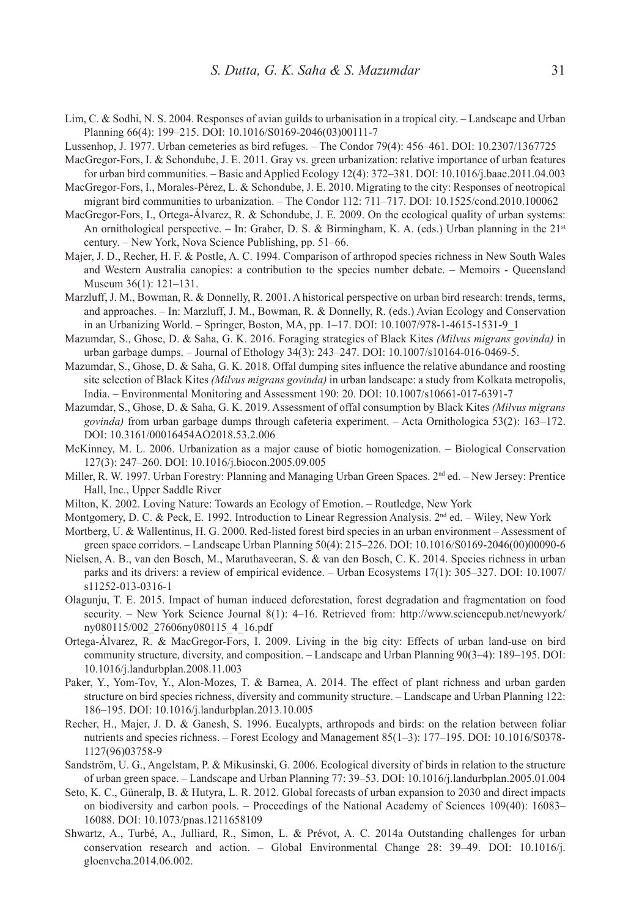Lim, C. & Sodhi, N. S. 2004. Responses of avian guilds to urbanisation in a tropical city. – Landscape and Urban Planning 66(4): 199–215. DOI: 10.1016/S0169-2046(03)00111-7

Lussenhop, J. 1977. Urban cemeteries as bird refuges. – The Condor 79(4): 456–461. DOI: 10.2307/1367725

MacGregor-Fors, I. & Schondube, J. E. 2011. Gray vs. green urbanization: relative importance of urban features for urban bird communities. – Basic and Applied Ecology 12(4): 372–381. DOI: 10.1016/j.baae.2011.04.003

MacGregor-Fors, I., Morales-Pérez, L. & Schondube, J. E. 2010. Migrating to the city: Responses of neotropical migrant bird communities to urbanization. – The Condor 112: 711–717. DOI: 10.1525/cond.2010.100062

MacGregor-Fors, I., Ortega-Álvarez, R. & Schondube, J. E. 2009. On the ecological quality of urban systems: An ornithological perspective. – In: Graber, D. S. & Birmingham, K. A. (eds.) Urban planning in the 21st century. – New York, Nova Science Publishing, pp. 51–66.

Majer, J. D., Recher, H. F. & Postle, A. C. 1994. Comparison of arthropod species richness in New South Wales and Western Australia canopies: a contribution to the species number debate. – Memoirs - Queensland Museum 36(1): 121–131.

Marzluff, J. M., Bowman, R. & Donnelly, R. 2001. A historical perspective on urban bird research: trends, terms, and approaches. – In: Marzluff, J. M., Bowman, R. & Donnelly, R. (eds.) Avian Ecology and Conservation in an Urbanizing World. – Springer, Boston, MA, pp. 1–17. DOI: 10.1007/978-1-4615-1531-9_1

Mazumdar, S., Ghose, D. & Saha, G. K. 2016. Foraging strategies of Black Kites *(Milvus migrans govinda)* in urban garbage dumps. – Journal of Ethology 34(3): 243–247. DOI: 10.1007/s10164-016-0469-5.

Mazumdar, S., Ghose, D. & Saha, G. K. 2018. Offal dumping sites influence the relative abundance and roosting site selection of Black Kites *(Milvus migrans govinda)* in urban landscape: a study from Kolkata metropolis, India. – Environmental Monitoring and Assessment 190: 20. DOI: 10.1007/s10661-017-6391-7

Mazumdar, S., Ghose, D. & Saha, G. K. 2019. Assessment of offal consumption by Black Kites *(Milvus migrans govinda)* from urban garbage dumps through cafeteria experiment. – Acta Ornithologica 53(2): 163–172. DOI: 10.3161/00016454AO2018.53.2.006

McKinney, M. L. 2006. Urbanization as a major cause of biotic homogenization. – Biological Conservation 127(3): 247–260. DOI: 10.1016/j.biocon.2005.09.005

Miller, R. W. 1997. Urban Forestry: Planning and Managing Urban Green Spaces. 2nd ed. – New Jersey: Prentice Hall, Inc., Upper Saddle River

Milton, K. 2002. Loving Nature: Towards an Ecology of Emotion. – Routledge, New York

Montgomery, D. C. & Peck, E. 1992. Introduction to Linear Regression Analysis. 2nd ed. – Wiley, New York

Mortberg, U. & Wallentinus, H. G. 2000. Red-listed forest bird species in an urban environment – Assessment of green space corridors. – Landscape Urban Planning 50(4): 215–226. DOI: 10.1016/S0169-2046(00)00090-6

Nielsen, A. B., van den Bosch, M., Maruthaveeran, S. & van den Bosch, C. K. 2014. Species richness in urban parks and its drivers: a review of empirical evidence. – Urban Ecosystems 17(1): 305–327. DOI: 10.1007/s11252-013-0316-1

Olagunju, T. E. 2015. Impact of human induced deforestation, forest degradation and fragmentation on food security. – New York Science Journal 8(1): 4–16. Retrieved from: http://www.sciencepub.net/newyork/ny080115/002_27606ny080115_4_16.pdf

Ortega-Álvarez, R. & MacGregor-Fors, I. 2009. Living in the big city: Effects of urban land-use on bird community structure, diversity, and composition. – Landscape and Urban Planning 90(3–4): 189–195. DOI: 10.1016/j.landurbplan.2008.11.003

Paker, Y., Yom-Tov, Y., Alon-Mozes, T. & Barnea, A. 2014. The effect of plant richness and urban garden structure on bird species richness, diversity and community structure. – Landscape and Urban Planning 122: 186–195. DOI: 10.1016/j.landurbplan.2013.10.005

Recher, H., Majer, J. D. & Ganesh, S. 1996. Eucalypts, arthropods and birds: on the relation between foliar nutrients and species richness. – Forest Ecology and Management 85(1–3): 177–195. DOI: 10.1016/S0378-1127(96)03758-9

Sandström, U. G., Angelstam, P. & Mikusinski, G. 2006. Ecological diversity of birds in relation to the structure of urban green space. – Landscape and Urban Planning 77: 39–53. DOI: 10.1016/j.landurbplan.2005.01.004

Seto, K. C., Güneralp, B. & Hutyra, L. R. 2012. Global forecasts of urban expansion to 2030 and direct impacts on biodiversity and carbon pools. – Proceedings of the National Academy of Sciences 109(40): 16083–16088. DOI: 10.1073/pnas.1211658109

Shwartz, A., Turbé, A., Julliard, R., Simon, L. & Prévot, A. C. 2014a Outstanding challenges for urban conservation research and action. – Global Environmental Change 28: 39–49. DOI: 10.1016/j.gloenvcha.2014.06.002.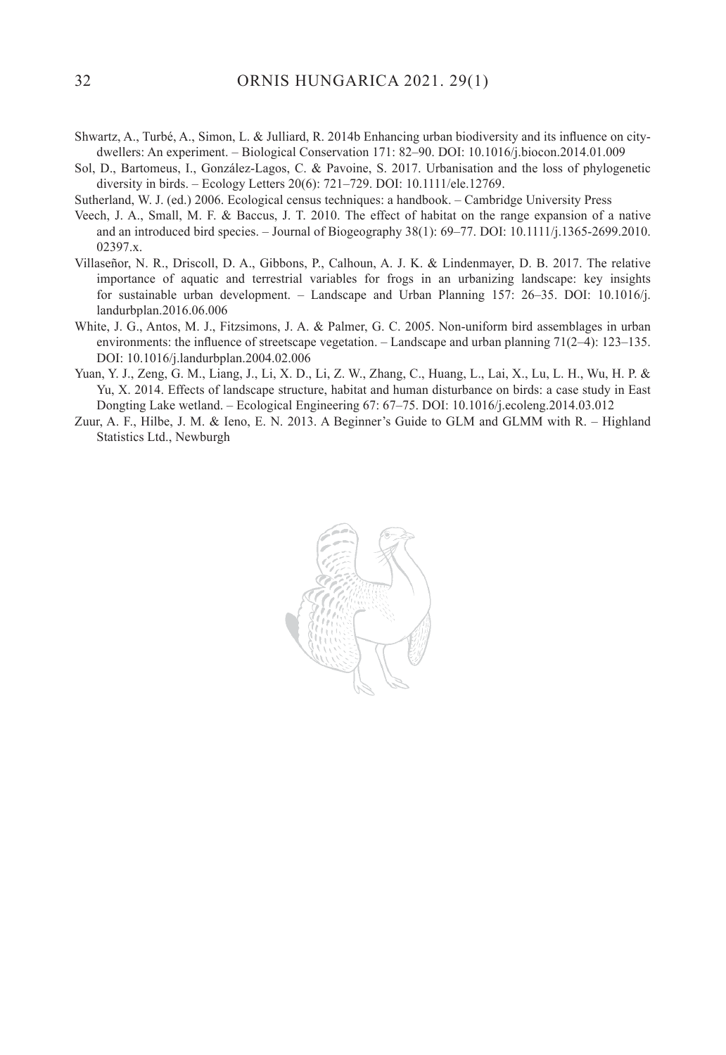Shwartz, A., Turbé, A., Simon, L. & Julliard, R. 2014b Enhancing urban biodiversity and its influence on city-dwellers: An experiment. – Biological Conservation 171: 82–90. DOI: 10.1016/j.biocon.2014.01.009

Sol, D., Bartomeus, I., González-Lagos, C. & Pavoine, S. 2017. Urbanisation and the loss of phylogenetic diversity in birds. – Ecology Letters 20(6): 721–729. DOI: 10.1111/ele.12769.

Sutherland, W. J. (ed.) 2006. Ecological census techniques: a handbook. – Cambridge University Press

Veech, J. A., Small, M. F. & Baccus, J. T. 2010. The effect of habitat on the range expansion of a native and an introduced bird species. – Journal of Biogeography 38(1): 69–77. DOI: 10.1111/j.1365-2699.2010.02397.x.

Villaseñor, N. R., Driscoll, D. A., Gibbons, P., Calhoun, A. J. K. & Lindenmayer, D. B. 2017. The relative importance of aquatic and terrestrial variables for frogs in an urbanizing landscape: key insights for sustainable urban development. – Landscape and Urban Planning 157: 26–35. DOI: 10.1016/j.landurbplan.2016.06.006

White, J. G., Antos, M. J., Fitzsimons, J. A. & Palmer, G. C. 2005. Non-uniform bird assemblages in urban environments: the influence of streetscape vegetation. – Landscape and urban planning 71(2–4): 123–135. DOI: 10.1016/j.landurbplan.2004.02.006

Yuan, Y. J., Zeng, G. M., Liang, J., Li, X. D., Li, Z. W., Zhang, C., Huang, L., Lai, X., Lu, L. H., Wu, H. P. & Yu, X. 2014. Effects of landscape structure, habitat and human disturbance on birds: a case study in East Dongting Lake wetland. – Ecological Engineering 67: 67–75. DOI: 10.1016/j.ecoleng.2014.03.012

Zuur, A. F., Hilbe, J. M. & Ieno, E. N. 2013. A Beginner's Guide to GLM and GLMM with R. – Highland Statistics Ltd., Newburgh